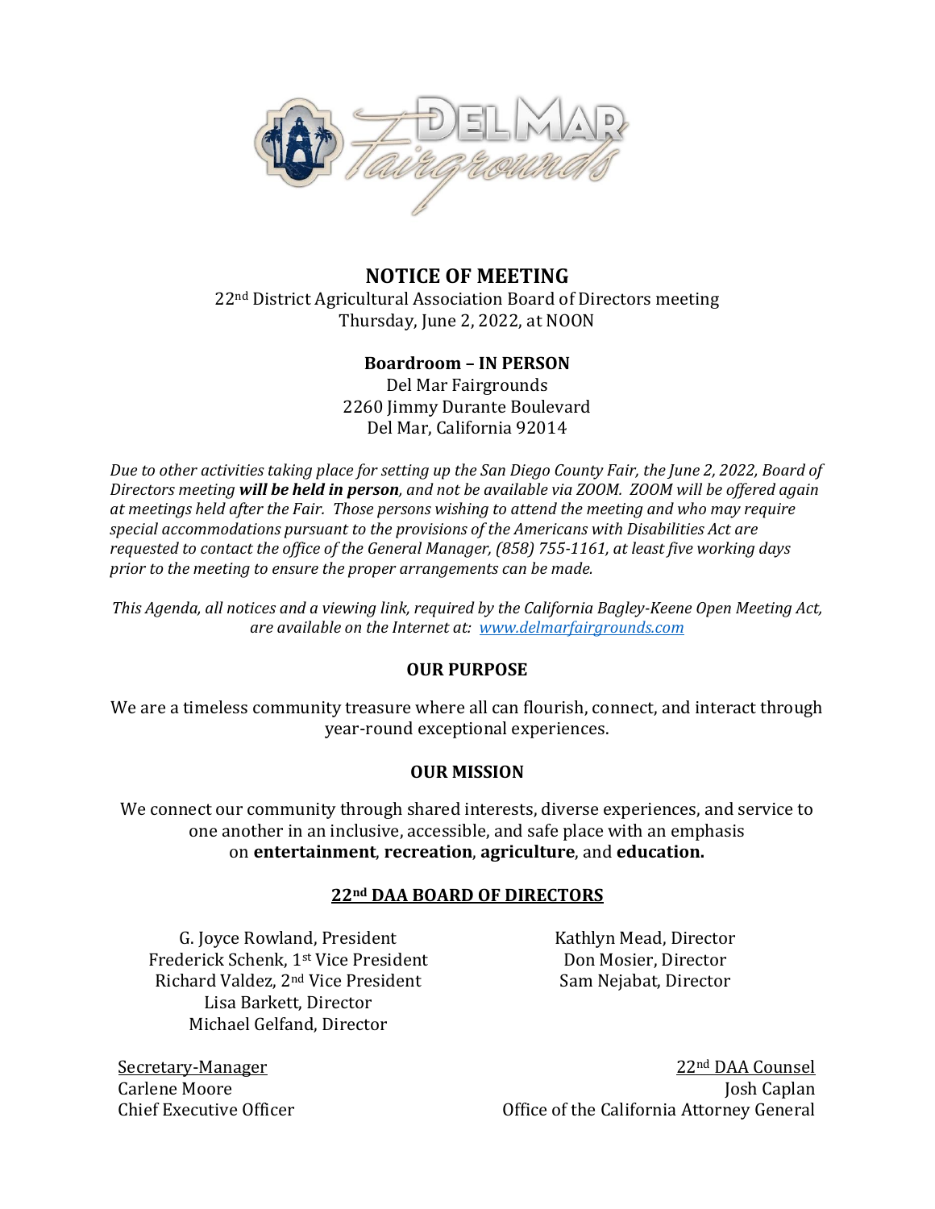# NOTICE OF MEETING

22nd District Agricultural Association Board of Directors meeting
Thursday, June 2, 2022, at NOON

**Boardroom – IN PERSON**
Del Mar Fairgrounds
2260 Jimmy Durante Boulevard
Del Mar, California 92014

*Due to other activities taking place for setting up the San Diego County Fair, the June 2, 2022, Board of Directors meeting* ***will be held in person****, and not be available via ZOOM. ZOOM will be offered again at meetings held after the Fair. Those persons wishing to attend the meeting and who may require special accommodations pursuant to the provisions of the Americans with Disabilities Act are requested to contact the office of the General Manager, (858) 755-1161, at least five working days prior to the meeting to ensure the proper arrangements can be made.*

*This Agenda, all notices and a viewing link, required by the California Bagley-Keene Open Meeting Act, are available on the Internet at: [www.delmarfairgrounds.com](http://www.delmarfairgrounds.com)*

## OUR PURPOSE

We are a timeless community treasure where all can flourish, connect, and interact through year-round exceptional experiences.

## OUR MISSION

We connect our community through shared interests, diverse experiences, and service to one another in an inclusive, accessible, and safe place with an emphasis on **entertainment**, **recreation**, **agriculture**, and **education.**

## 22nd DAA BOARD OF DIRECTORS

G. Joyce Rowland, President
Frederick Schenk, 1st Vice President
Richard Valdez, 2nd Vice President
Lisa Barkett, Director
Michael Gelfand, Director
Kathlyn Mead, Director
Don Mosier, Director
Sam Nejabat, Director

Secretary-Manager
Carlene Moore
Chief Executive Officer

22nd DAA Counsel
Josh Caplan
Office of the California Attorney General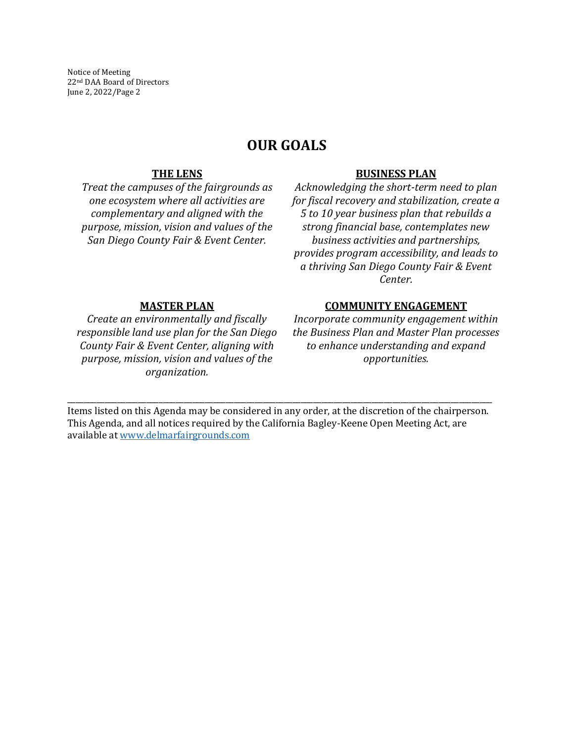# OUR GOALS

### THE LENS

*Treat the campuses of the fairgrounds as one ecosystem where all activities are complementary and aligned with the purpose, mission, vision and values of the San Diego County Fair & Event Center.*

### BUSINESS PLAN

*Acknowledging the short-term need to plan for fiscal recovery and stabilization, create a 5 to 10 year business plan that rebuilds a strong financial base, contemplates new business activities and partnerships, provides program accessibility, and leads to a thriving San Diego County Fair & Event Center.*

### MASTER PLAN

*Create an environmentally and fiscally responsible land use plan for the San Diego County Fair & Event Center, aligning with purpose, mission, vision and values of the organization.*

### COMMUNITY ENGAGEMENT

*Incorporate community engagement within the Business Plan and Master Plan processes to enhance understanding and expand opportunities.*

---

Items listed on this Agenda may be considered in any order, at the discretion of the chairperson. This Agenda, and all notices required by the California Bagley-Keene Open Meeting Act, are available at www.delmarfairgrounds.com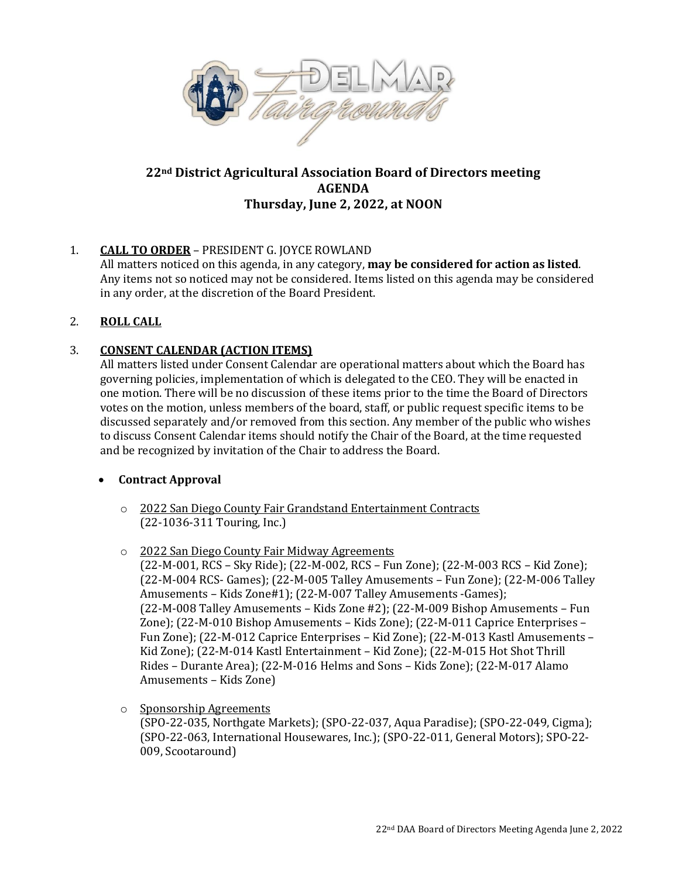# 22nd District Agricultural Association Board of Directors meeting
## AGENDA
### Thursday, June 2, 2022, at NOON

1. **CALL TO ORDER** – PRESIDENT G. JOYCE ROWLAND
   All matters noticed on this agenda, in any category, **may be considered for action as listed**. Any items not so noticed may not be considered. Items listed on this agenda may be considered in any order, at the discretion of the Board President.

2. **ROLL CALL**

3. **CONSENT CALENDAR (ACTION ITEMS)**
   All matters listed under Consent Calendar are operational matters about which the Board has governing policies, implementation of which is delegated to the CEO. They will be enacted in one motion. There will be no discussion of these items prior to the time the Board of Directors votes on the motion, unless members of the board, staff, or public request specific items to be discussed separately and/or removed from this section. Any member of the public who wishes to discuss Consent Calendar items should notify the Chair of the Board, at the time requested and be recognized by invitation of the Chair to address the Board.

   - **Contract Approval**
     - 2022 San Diego County Fair Grandstand Entertainment Contracts
       (22-1036-311 Touring, Inc.)
     - 2022 San Diego County Fair Midway Agreements
       (22-M-001, RCS – Sky Ride); (22-M-002, RCS – Fun Zone); (22-M-003 RCS – Kid Zone); (22-M-004 RCS- Games); (22-M-005 Talley Amusements – Fun Zone); (22-M-006 Talley Amusements – Kids Zone#1); (22-M-007 Talley Amusements -Games); (22-M-008 Talley Amusements – Kids Zone #2); (22-M-009 Bishop Amusements – Fun Zone); (22-M-010 Bishop Amusements – Kids Zone); (22-M-011 Caprice Enterprises – Fun Zone); (22-M-012 Caprice Enterprises – Kid Zone); (22-M-013 Kastl Amusements – Kid Zone); (22-M-014 Kastl Entertainment – Kid Zone); (22-M-015 Hot Shot Thrill Rides – Durante Area); (22-M-016 Helms and Sons – Kids Zone); (22-M-017 Alamo Amusements – Kids Zone)
     - Sponsorship Agreements
       (SPO-22-035, Northgate Markets); (SPO-22-037, Aqua Paradise); (SPO-22-049, Cigma); (SPO-22-063, International Housewares, Inc.); (SPO-22-011, General Motors); SPO-22-009, Scootaround)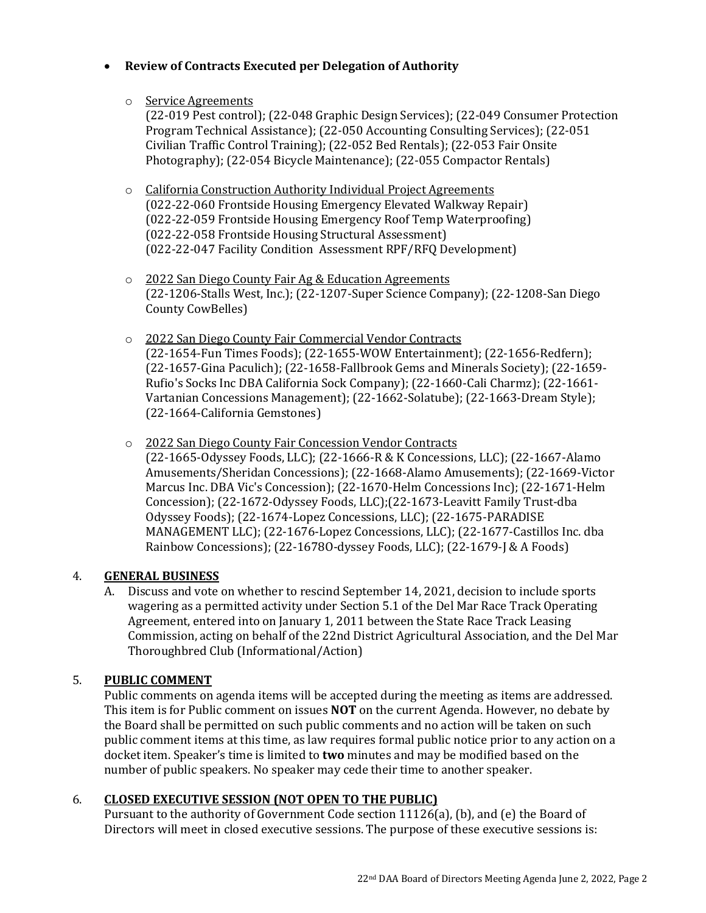- **Review of Contracts Executed per Delegation of Authority**

    - Service Agreements
      (22-019 Pest control); (22-048 Graphic Design Services); (22-049 Consumer Protection Program Technical Assistance); (22-050 Accounting Consulting Services); (22-051 Civilian Traffic Control Training); (22-052 Bed Rentals); (22-053 Fair Onsite Photography); (22-054 Bicycle Maintenance); (22-055 Compactor Rentals)

    - California Construction Authority Individual Project Agreements
      (022-22-060 Frontside Housing Emergency Elevated Walkway Repair)
      (022-22-059 Frontside Housing Emergency Roof Temp Waterproofing)
      (022-22-058 Frontside Housing Structural Assessment)
      (022-22-047 Facility Condition Assessment RPF/RFQ Development)

    - 2022 San Diego County Fair Ag & Education Agreements
      (22-1206-Stalls West, Inc.); (22-1207-Super Science Company); (22-1208-San Diego County CowBelles)

    - 2022 San Diego County Fair Commercial Vendor Contracts
      (22-1654-Fun Times Foods); (22-1655-WOW Entertainment); (22-1656-Redfern); (22-1657-Gina Paculich); (22-1658-Fallbrook Gems and Minerals Society); (22-1659-Rufio's Socks Inc DBA California Sock Company); (22-1660-Cali Charmz); (22-1661-Vartanian Concessions Management); (22-1662-Solatube); (22-1663-Dream Style); (22-1664-California Gemstones)

    - 2022 San Diego County Fair Concession Vendor Contracts
      (22-1665-Odyssey Foods, LLC); (22-1666-R & K Concessions, LLC); (22-1667-Alamo Amusements/Sheridan Concessions); (22-1668-Alamo Amusements); (22-1669-Victor Marcus Inc. DBA Vic's Concession); (22-1670-Helm Concessions Inc); (22-1671-Helm Concession); (22-1672-Odyssey Foods, LLC);(22-1673-Leavitt Family Trust-dba Odyssey Foods); (22-1674-Lopez Concessions, LLC); (22-1675-PARADISE MANAGEMENT LLC); (22-1676-Lopez Concessions, LLC); (22-1677-Castillos Inc. dba Rainbow Concessions); (22-1678O-dyssey Foods, LLC); (22-1679-J & A Foods)

4. **GENERAL BUSINESS**

   A. Discuss and vote on whether to rescind September 14, 2021, decision to include sports wagering as a permitted activity under Section 5.1 of the Del Mar Race Track Operating Agreement, entered into on January 1, 2011 between the State Race Track Leasing Commission, acting on behalf of the 22nd District Agricultural Association, and the Del Mar Thoroughbred Club (Informational/Action)

5. **PUBLIC COMMENT**

   Public comments on agenda items will be accepted during the meeting as items are addressed. This item is for Public comment on issues **NOT** on the current Agenda. However, no debate by the Board shall be permitted on such public comments and no action will be taken on such public comment items at this time, as law requires formal public notice prior to any action on a docket item. Speaker's time is limited to **two** minutes and may be modified based on the number of public speakers. No speaker may cede their time to another speaker.

6. **CLOSED EXECUTIVE SESSION (NOT OPEN TO THE PUBLIC)**

   Pursuant to the authority of Government Code section 11126(a), (b), and (e) the Board of Directors will meet in closed executive sessions. The purpose of these executive sessions is: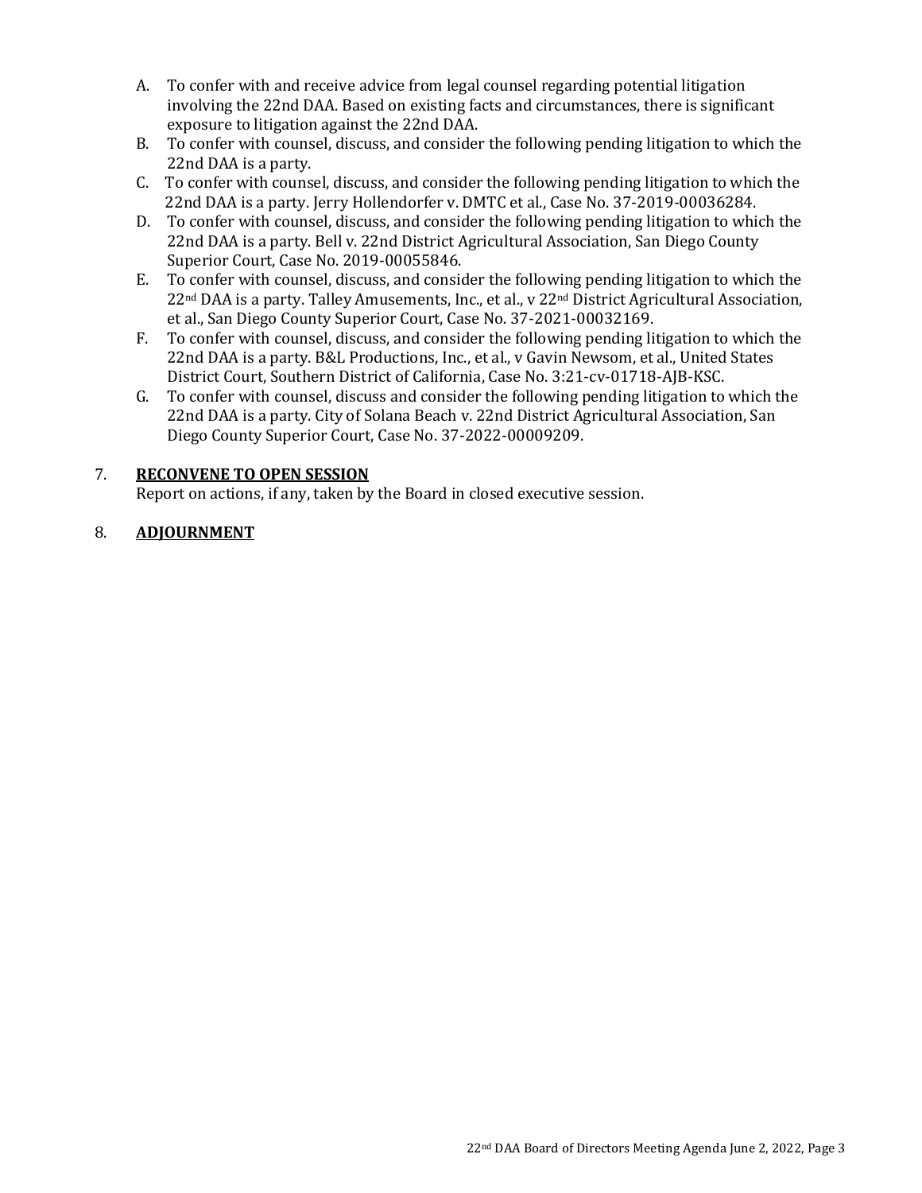A. To confer with and receive advice from legal counsel regarding potential litigation involving the 22nd DAA. Based on existing facts and circumstances, there is significant exposure to litigation against the 22nd DAA.
B. To confer with counsel, discuss, and consider the following pending litigation to which the 22nd DAA is a party.
C. To confer with counsel, discuss, and consider the following pending litigation to which the 22nd DAA is a party. Jerry Hollendorfer v. DMTC et al., Case No. 37-2019-00036284.
D. To confer with counsel, discuss, and consider the following pending litigation to which the 22nd DAA is a party. Bell v. 22nd District Agricultural Association, San Diego County Superior Court, Case No. 2019-00055846.
E. To confer with counsel, discuss, and consider the following pending litigation to which the 22nd DAA is a party. Talley Amusements, Inc., et al., v 22nd District Agricultural Association, et al., San Diego County Superior Court, Case No. 37-2021-00032169.
F. To confer with counsel, discuss, and consider the following pending litigation to which the 22nd DAA is a party. B&L Productions, Inc., et al., v Gavin Newsom, et al., United States District Court, Southern District of California, Case No. 3:21-cv-01718-AJB-KSC.
G. To confer with counsel, discuss and consider the following pending litigation to which the 22nd DAA is a party. City of Solana Beach v. 22nd District Agricultural Association, San Diego County Superior Court, Case No. 37-2022-00009209.

7. **RECONVENE TO OPEN SESSION**

   Report on actions, if any, taken by the Board in closed executive session.

8. **ADJOURNMENT**